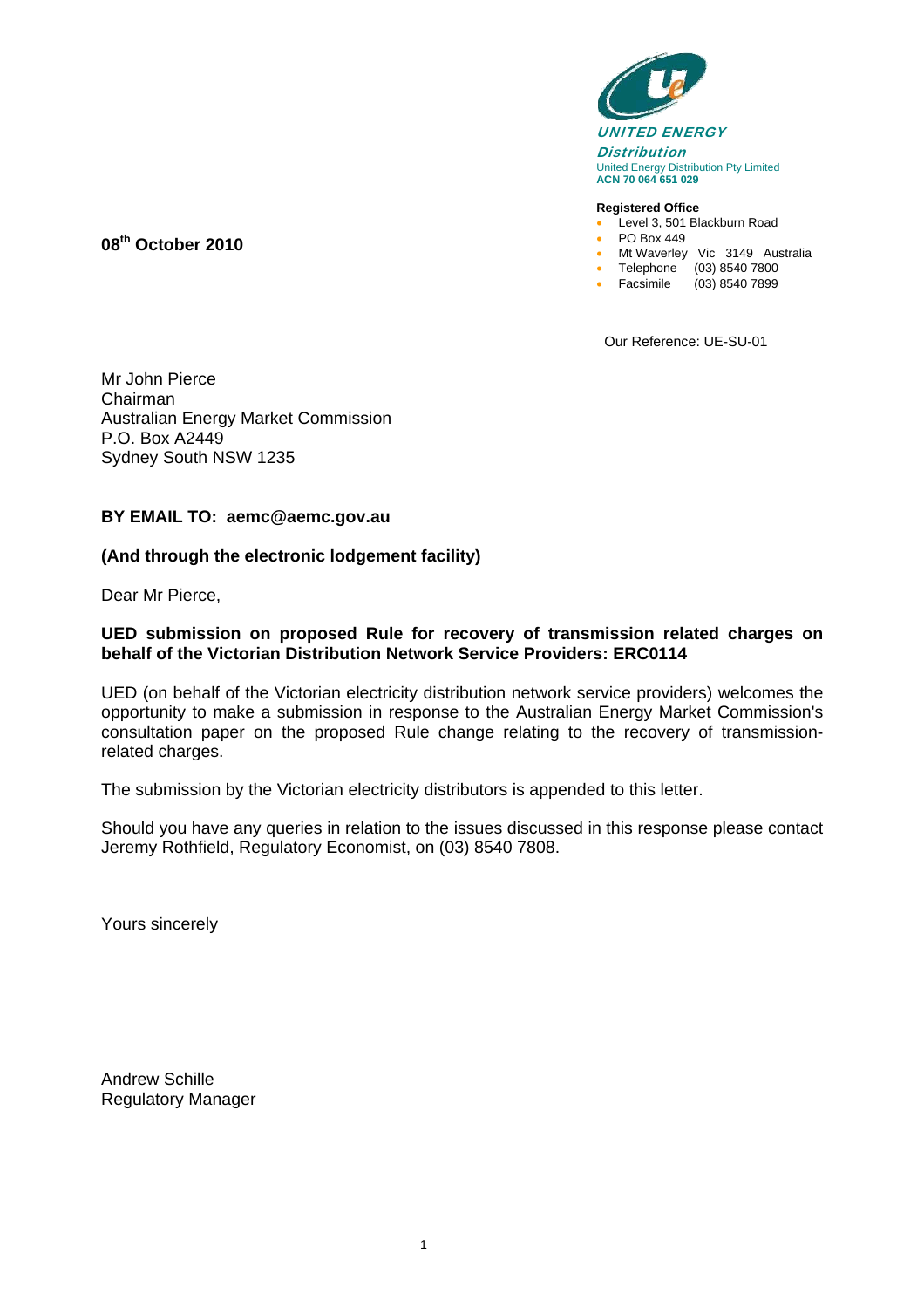**UNITED ENERGY**
**Distribution**
United Energy Distribution Pty Limited
**ACN 70 064 651 029**

**Registered Office**

- Level 3, 501 Blackburn Road
- PO Box 449
- Mt Waverley Vic 3149 Australia
- Telephone (03) 8540 7800
- Facsimile (03) 8540 7899

**08th October 2010**

Our Reference: UE-SU-01

Mr John Pierce
Chairman
Australian Energy Market Commission
P.O. Box A2449
Sydney South NSW 1235

**BY EMAIL TO: aemc@aemc.gov.au**

**(And through the electronic lodgement facility)**

Dear Mr Pierce,

**UED submission on proposed Rule for recovery of transmission related charges on behalf of the Victorian Distribution Network Service Providers: ERC0114**

UED (on behalf of the Victorian electricity distribution network service providers) welcomes the opportunity to make a submission in response to the Australian Energy Market Commission's consultation paper on the proposed Rule change relating to the recovery of transmission-related charges.

The submission by the Victorian electricity distributors is appended to this letter.

Should you have any queries in relation to the issues discussed in this response please contact Jeremy Rothfield, Regulatory Economist, on (03) 8540 7808.

Yours sincerely

Andrew Schille
Regulatory Manager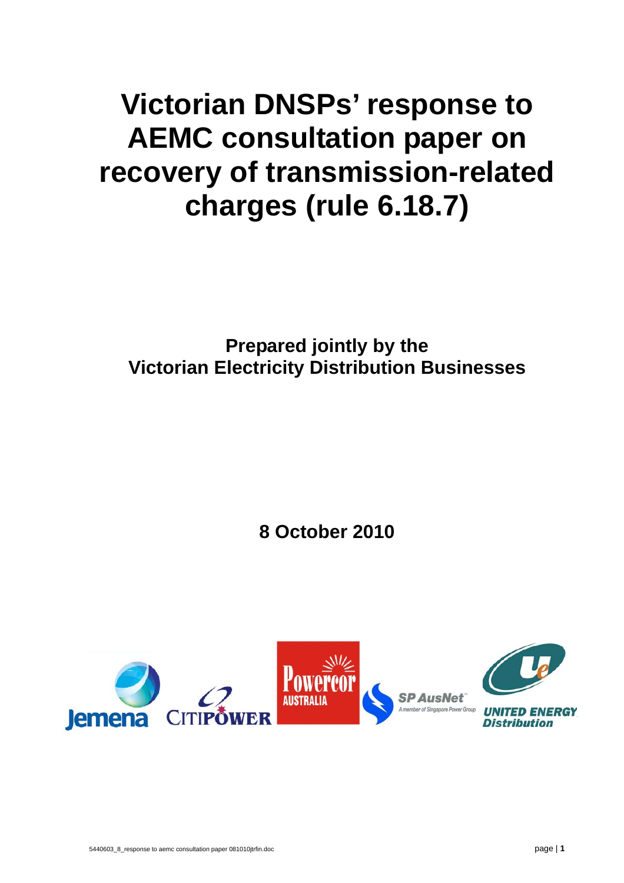# Victorian DNSPs' response to AEMC consultation paper on recovery of transmission-related charges (rule 6.18.7)

**Prepared jointly by the Victorian Electricity Distribution Businesses**

**8 October 2010**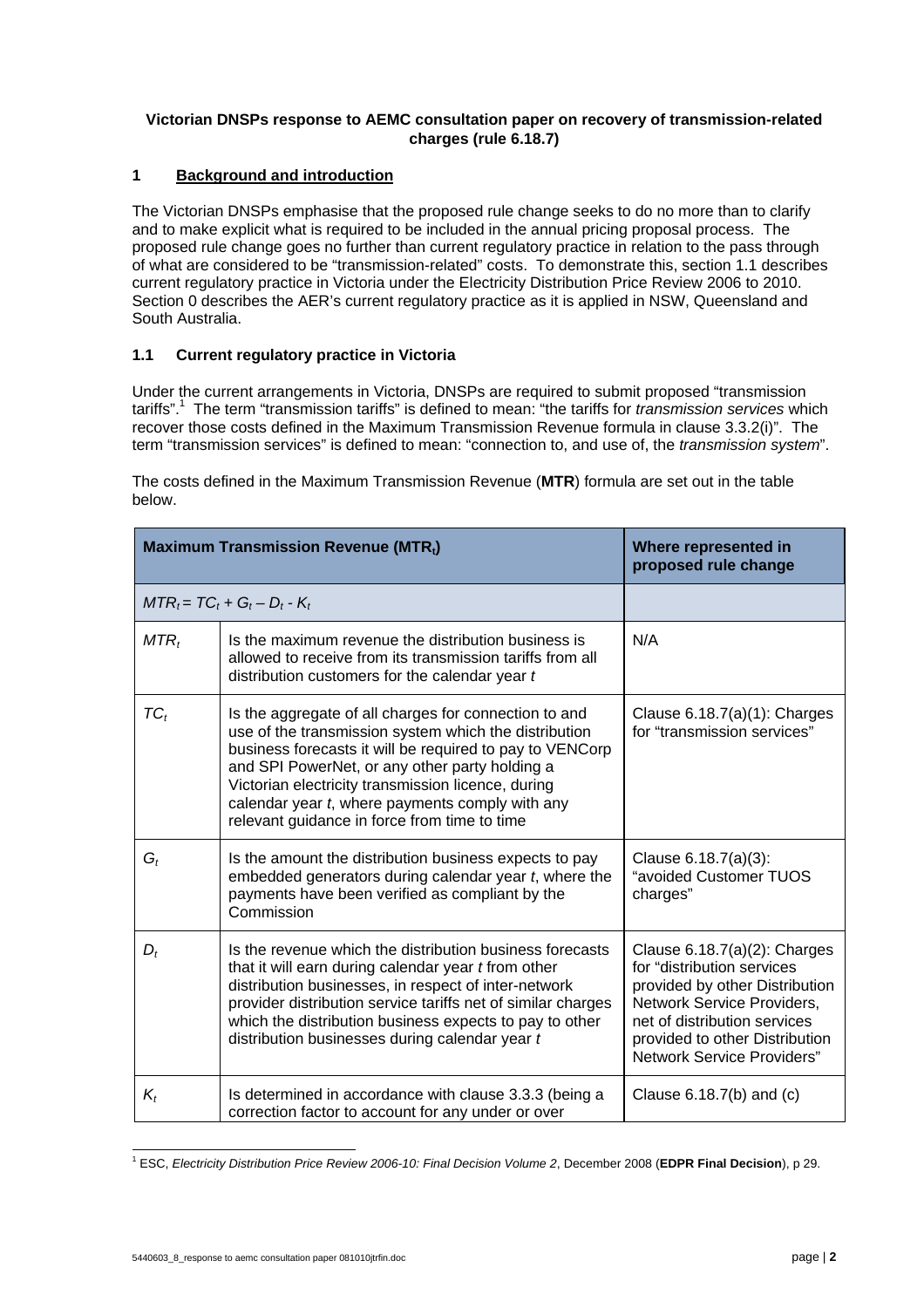**Victorian DNSPs response to AEMC consultation paper on recovery of transmission-related charges (rule 6.18.7)**

## 1 Background and introduction

The Victorian DNSPs emphasise that the proposed rule change seeks to do no more than to clarify and to make explicit what is required to be included in the annual pricing proposal process. The proposed rule change goes no further than current regulatory practice in relation to the pass through of what are considered to be "transmission-related" costs. To demonstrate this, section 1.1 describes current regulatory practice in Victoria under the Electricity Distribution Price Review 2006 to 2010. Section 0 describes the AER's current regulatory practice as it is applied in NSW, Queensland and South Australia.

### 1.1 Current regulatory practice in Victoria

Under the current arrangements in Victoria, DNSPs are required to submit proposed "transmission tariffs".[1] The term "transmission tariffs" is defined to mean: "the tariffs for *transmission services* which recover those costs defined in the Maximum Transmission Revenue formula in clause 3.3.2(i)". The term "transmission services" is defined to mean: "connection to, and use of, the *transmission system*".

The costs defined in the Maximum Transmission Revenue (**MTR**) formula are set out in the table below.

| **Maximum Transmission Revenue ($MTR_t$)** | | **Where represented in proposed rule change** |
|---|---|---|
| $MTR_t = TC_t + G_t – D_t - K_t$ | | |
| $MTR_t$ | Is the maximum revenue the distribution business is allowed to receive from its transmission tariffs from all distribution customers for the calendar year *t* | N/A |
| $TC_t$ | Is the aggregate of all charges for connection to and use of the transmission system which the distribution business forecasts it will be required to pay to VENCorp and SPI PowerNet, or any other party holding a Victorian electricity transmission licence, during calendar year *t*, where payments comply with any relevant guidance in force from time to time | Clause 6.18.7(a)(1): Charges for "transmission services" |
| $G_t$ | Is the amount the distribution business expects to pay embedded generators during calendar year *t*, where the payments have been verified as compliant by the Commission | Clause 6.18.7(a)(3): "avoided Customer TUOS charges" |
| $D_t$ | Is the revenue which the distribution business forecasts that it will earn during calendar year *t* from other distribution businesses, in respect of inter-network provider distribution service tariffs net of similar charges which the distribution business expects to pay to other distribution businesses during calendar year *t* | Clause 6.18.7(a)(2): Charges for "distribution services provided by other Distribution Network Service Providers, net of distribution services provided to other Distribution Network Service Providers" |
| $K_t$ | Is determined in accordance with clause 3.3.3 (being a correction factor to account for any under or over | Clause 6.18.7(b) and (c) |

[1] ESC, *Electricity Distribution Price Review 2006-10: Final Decision Volume 2*, December 2008 (**EDPR Final Decision**), p 29.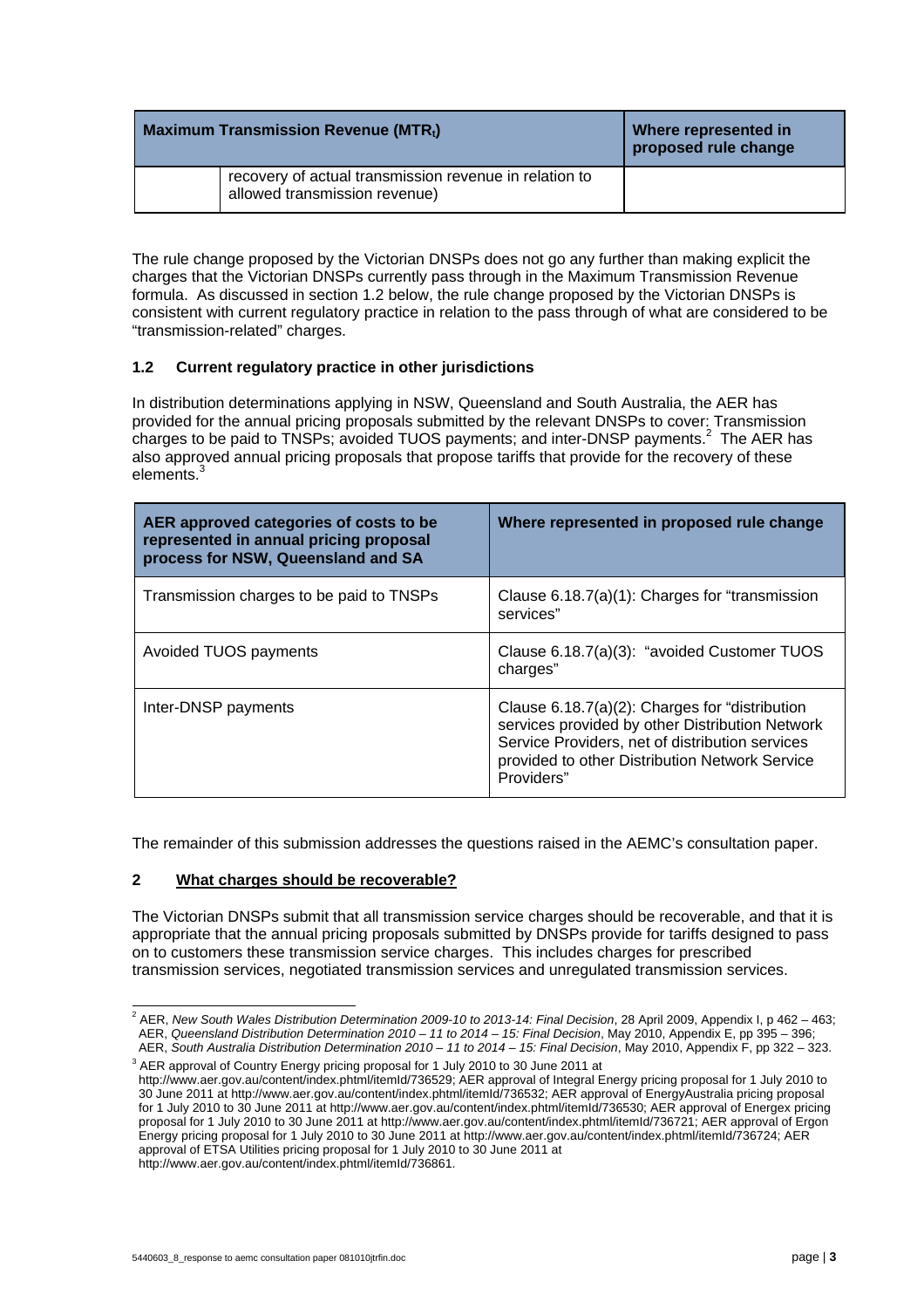| Maximum Transmission Revenue ($MTR_t$) | | Where represented in proposed rule change |
|---|---|---|
| | recovery of actual transmission revenue in relation to allowed transmission revenue) | |

The rule change proposed by the Victorian DNSPs does not go any further than making explicit the charges that the Victorian DNSPs currently pass through in the Maximum Transmission Revenue formula. As discussed in section 1.2 below, the rule change proposed by the Victorian DNSPs is consistent with current regulatory practice in relation to the pass through of what are considered to be "transmission-related" charges.

### 1.2 Current regulatory practice in other jurisdictions

In distribution determinations applying in NSW, Queensland and South Australia, the AER has provided for the annual pricing proposals submitted by the relevant DNSPs to cover: Transmission charges to be paid to TNSPs; avoided TUOS payments; and inter-DNSP payments.[2] The AER has also approved annual pricing proposals that propose tariffs that provide for the recovery of these elements.[3]

| AER approved categories of costs to be represented in annual pricing proposal process for NSW, Queensland and SA | Where represented in proposed rule change |
|---|---|
| Transmission charges to be paid to TNSPs | Clause 6.18.7(a)(1): Charges for "transmission services" |
| Avoided TUOS payments | Clause 6.18.7(a)(3): "avoided Customer TUOS charges" |
| Inter-DNSP payments | Clause 6.18.7(a)(2): Charges for "distribution services provided by other Distribution Network Service Providers, net of distribution services provided to other Distribution Network Service Providers" |

The remainder of this submission addresses the questions raised in the AEMC's consultation paper.

## 2 <u>What charges should be recoverable?</u>

The Victorian DNSPs submit that all transmission service charges should be recoverable, and that it is appropriate that the annual pricing proposals submitted by DNSPs provide for tariffs designed to pass on to customers these transmission service charges. This includes charges for prescribed transmission services, negotiated transmission services and unregulated transmission services.

---

[2] AER, *New South Wales Distribution Determination 2009-10 to 2013-14: Final Decision*, 28 April 2009, Appendix I, p 462 – 463; AER, *Queensland Distribution Determination 2010 – 11 to 2014 – 15: Final Decision*, May 2010, Appendix E, pp 395 – 396; AER, *South Australia Distribution Determination 2010 – 11 to 2014 – 15: Final Decision*, May 2010, Appendix F, pp 322 – 323.

[3] AER approval of Country Energy pricing proposal for 1 July 2010 to 30 June 2011 at http://www.aer.gov.au/content/index.phtml/itemId/736529; AER approval of Integral Energy pricing proposal for 1 July 2010 to 30 June 2011 at http://www.aer.gov.au/content/index.phtml/itemId/736532; AER approval of EnergyAustralia pricing proposal for 1 July 2010 to 30 June 2011 at http://www.aer.gov.au/content/index.phtml/itemId/736530; AER approval of Energex pricing proposal for 1 July 2010 to 30 June 2011 at http://www.aer.gov.au/content/index.phtml/itemId/736721; AER approval of Ergon Energy pricing proposal for 1 July 2010 to 30 June 2011 at http://www.aer.gov.au/content/index.phtml/itemId/736724; AER approval of ETSA Utilities pricing proposal for 1 July 2010 to 30 June 2011 at http://www.aer.gov.au/content/index.phtml/itemId/736861.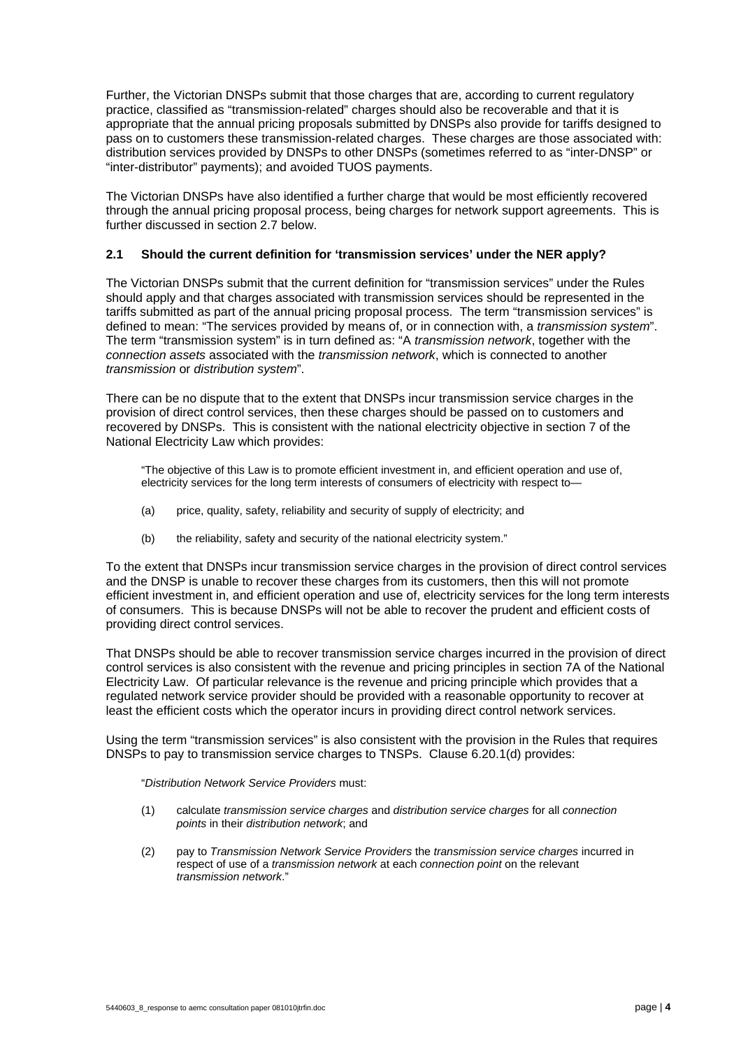Further, the Victorian DNSPs submit that those charges that are, according to current regulatory practice, classified as "transmission-related" charges should also be recoverable and that it is appropriate that the annual pricing proposals submitted by DNSPs also provide for tariffs designed to pass on to customers these transmission-related charges. These charges are those associated with: distribution services provided by DNSPs to other DNSPs (sometimes referred to as "inter-DNSP" or "inter-distributor" payments); and avoided TUOS payments.

The Victorian DNSPs have also identified a further charge that would be most efficiently recovered through the annual pricing proposal process, being charges for network support agreements. This is further discussed in section 2.7 below.

### 2.1 Should the current definition for 'transmission services' under the NER apply?

The Victorian DNSPs submit that the current definition for "transmission services" under the Rules should apply and that charges associated with transmission services should be represented in the tariffs submitted as part of the annual pricing proposal process. The term "transmission services" is defined to mean: "The services provided by means of, or in connection with, a *transmission system*". The term "transmission system" is in turn defined as: "A *transmission network*, together with the *connection assets* associated with the *transmission network*, which is connected to another *transmission* or *distribution system*".

There can be no dispute that to the extent that DNSPs incur transmission service charges in the provision of direct control services, then these charges should be passed on to customers and recovered by DNSPs. This is consistent with the national electricity objective in section 7 of the National Electricity Law which provides:

> "The objective of this Law is to promote efficient investment in, and efficient operation and use of, electricity services for the long term interests of consumers of electricity with respect to—
>
> (a) price, quality, safety, reliability and security of supply of electricity; and
>
> (b) the reliability, safety and security of the national electricity system."

To the extent that DNSPs incur transmission service charges in the provision of direct control services and the DNSP is unable to recover these charges from its customers, then this will not promote efficient investment in, and efficient operation and use of, electricity services for the long term interests of consumers. This is because DNSPs will not be able to recover the prudent and efficient costs of providing direct control services.

That DNSPs should be able to recover transmission service charges incurred in the provision of direct control services is also consistent with the revenue and pricing principles in section 7A of the National Electricity Law. Of particular relevance is the revenue and pricing principle which provides that a regulated network service provider should be provided with a reasonable opportunity to recover at least the efficient costs which the operator incurs in providing direct control network services.

Using the term "transmission services" is also consistent with the provision in the Rules that requires DNSPs to pay to transmission service charges to TNSPs. Clause 6.20.1(d) provides:

> "*Distribution Network Service Providers* must:
>
> (1) calculate *transmission service charges* and *distribution service charges* for all *connection points* in their *distribution network*; and
>
> (2) pay to *Transmission Network Service Providers* the *transmission service charges* incurred in respect of use of a *transmission network* at each *connection point* on the relevant *transmission network*."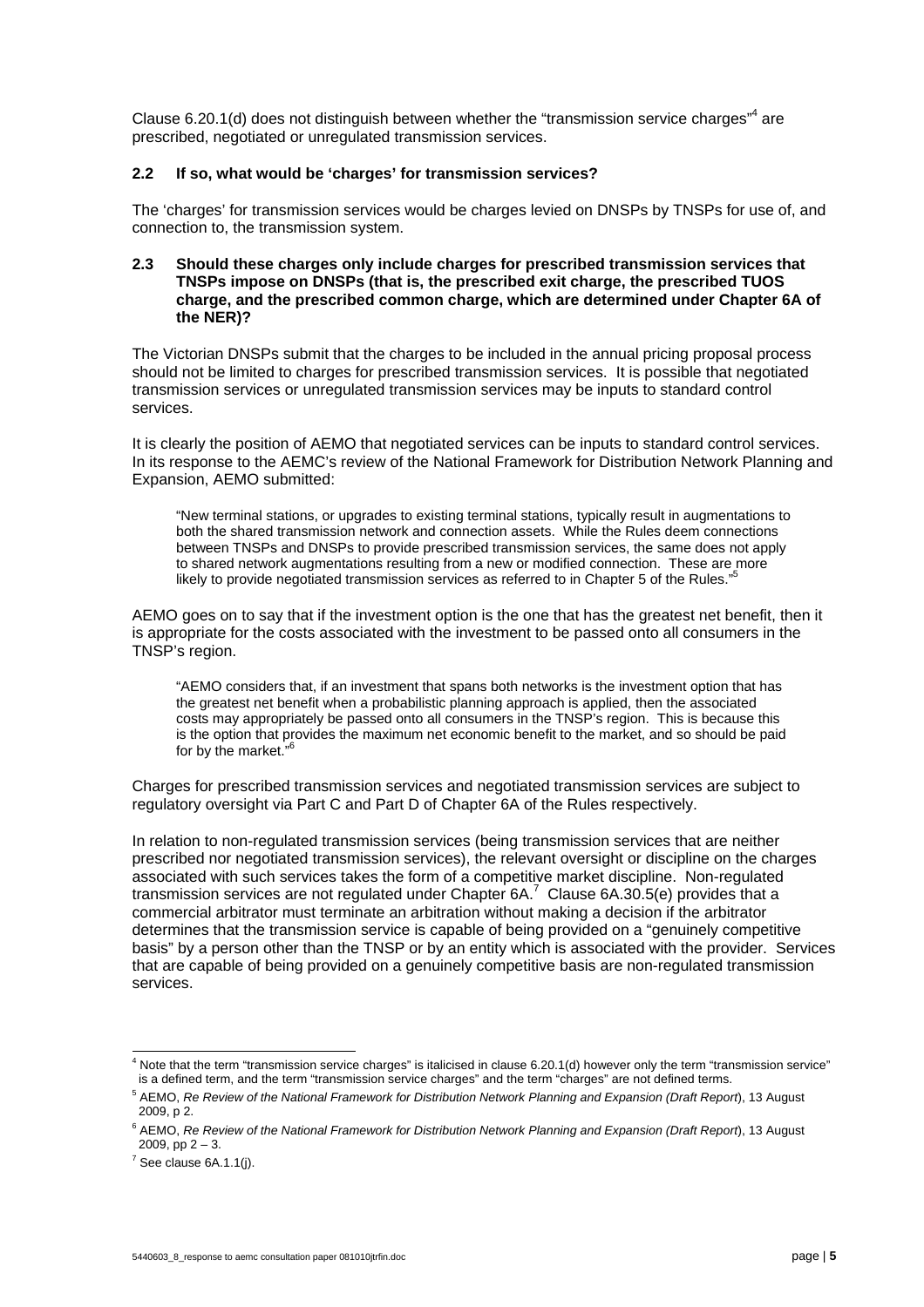Clause 6.20.1(d) does not distinguish between whether the "transmission service charges"[4] are prescribed, negotiated or unregulated transmission services.

### 2.2 If so, what would be 'charges' for transmission services?

The 'charges' for transmission services would be charges levied on DNSPs by TNSPs for use of, and connection to, the transmission system.

### 2.3 Should these charges only include charges for prescribed transmission services that TNSPs impose on DNSPs (that is, the prescribed exit charge, the prescribed TUOS charge, and the prescribed common charge, which are determined under Chapter 6A of the NER)?

The Victorian DNSPs submit that the charges to be included in the annual pricing proposal process should not be limited to charges for prescribed transmission services. It is possible that negotiated transmission services or unregulated transmission services may be inputs to standard control services.

It is clearly the position of AEMO that negotiated services can be inputs to standard control services. In its response to the AEMC's review of the National Framework for Distribution Network Planning and Expansion, AEMO submitted:

> "New terminal stations, or upgrades to existing terminal stations, typically result in augmentations to both the shared transmission network and connection assets. While the Rules deem connections between TNSPs and DNSPs to provide prescribed transmission services, the same does not apply to shared network augmentations resulting from a new or modified connection. These are more likely to provide negotiated transmission services as referred to in Chapter 5 of the Rules."[5]

AEMO goes on to say that if the investment option is the one that has the greatest net benefit, then it is appropriate for the costs associated with the investment to be passed onto all consumers in the TNSP's region.

> "AEMO considers that, if an investment that spans both networks is the investment option that has the greatest net benefit when a probabilistic planning approach is applied, then the associated costs may appropriately be passed onto all consumers in the TNSP's region. This is because this is the option that provides the maximum net economic benefit to the market, and so should be paid for by the market."[6]

Charges for prescribed transmission services and negotiated transmission services are subject to regulatory oversight via Part C and Part D of Chapter 6A of the Rules respectively.

In relation to non-regulated transmission services (being transmission services that are neither prescribed nor negotiated transmission services), the relevant oversight or discipline on the charges associated with such services takes the form of a competitive market discipline. Non-regulated transmission services are not regulated under Chapter 6A.[7] Clause 6A.30.5(e) provides that a commercial arbitrator must terminate an arbitration without making a decision if the arbitrator determines that the transmission service is capable of being provided on a "genuinely competitive basis" by a person other than the TNSP or by an entity which is associated with the provider. Services that are capable of being provided on a genuinely competitive basis are non-regulated transmission services.

---

[4] Note that the term "transmission service charges" is italicised in clause 6.20.1(d) however only the term "transmission service" is a defined term, and the term "transmission service charges" and the term "charges" are not defined terms.

[5] AEMO, *Re Review of the National Framework for Distribution Network Planning and Expansion (Draft Report)*, 13 August 2009, p 2.

[6] AEMO, *Re Review of the National Framework for Distribution Network Planning and Expansion (Draft Report)*, 13 August 2009, pp 2 – 3.

[7] See clause 6A.1.1(j).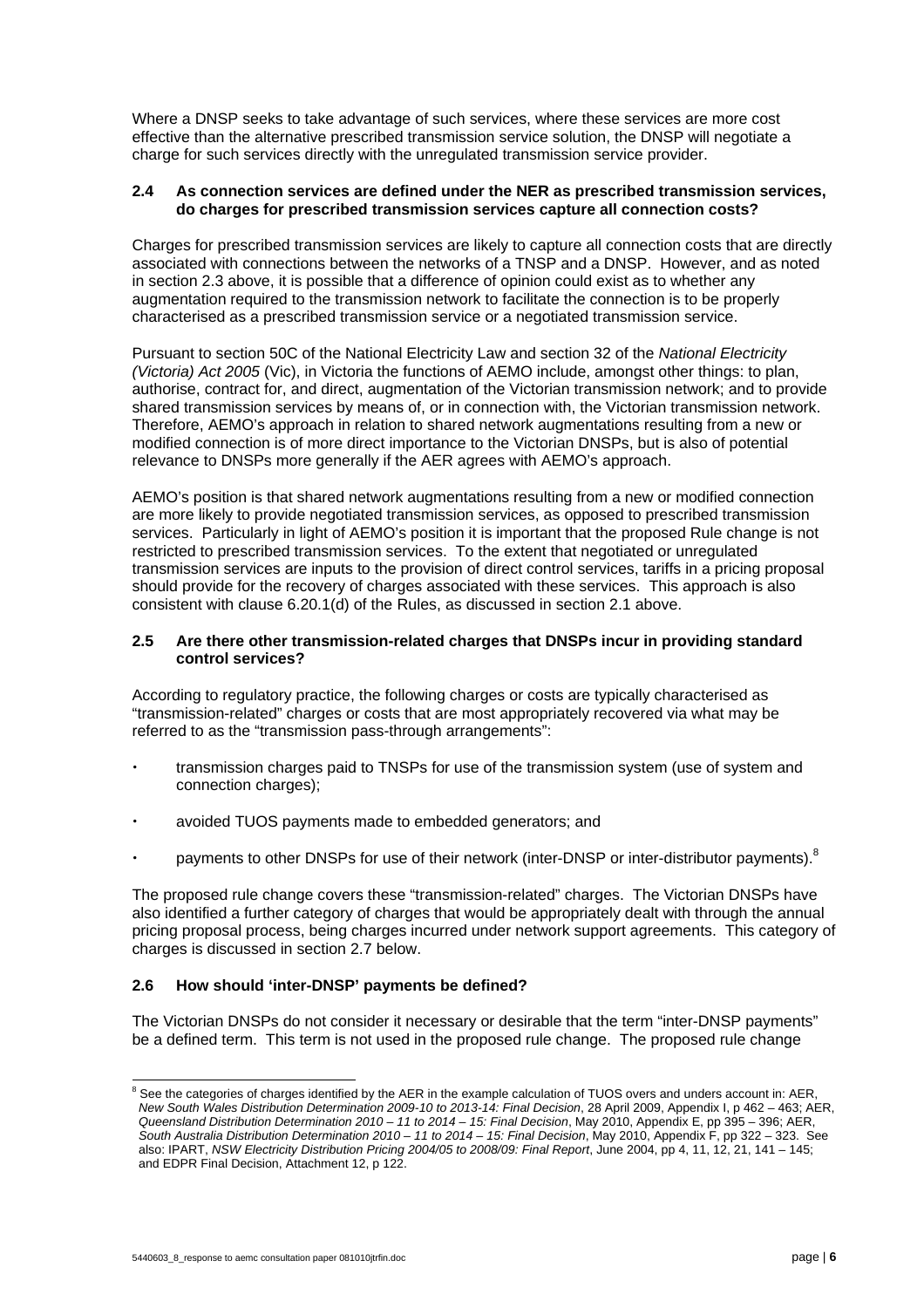Where a DNSP seeks to take advantage of such services, where these services are more cost effective than the alternative prescribed transmission service solution, the DNSP will negotiate a charge for such services directly with the unregulated transmission service provider.

### 2.4 As connection services are defined under the NER as prescribed transmission services, do charges for prescribed transmission services capture all connection costs?

Charges for prescribed transmission services are likely to capture all connection costs that are directly associated with connections between the networks of a TNSP and a DNSP. However, and as noted in section 2.3 above, it is possible that a difference of opinion could exist as to whether any augmentation required to the transmission network to facilitate the connection is to be properly characterised as a prescribed transmission service or a negotiated transmission service.

Pursuant to section 50C of the National Electricity Law and section 32 of the *National Electricity (Victoria) Act 2005* (Vic), in Victoria the functions of AEMO include, amongst other things: to plan, authorise, contract for, and direct, augmentation of the Victorian transmission network; and to provide shared transmission services by means of, or in connection with, the Victorian transmission network. Therefore, AEMO's approach in relation to shared network augmentations resulting from a new or modified connection is of more direct importance to the Victorian DNSPs, but is also of potential relevance to DNSPs more generally if the AER agrees with AEMO's approach.

AEMO's position is that shared network augmentations resulting from a new or modified connection are more likely to provide negotiated transmission services, as opposed to prescribed transmission services. Particularly in light of AEMO's position it is important that the proposed Rule change is not restricted to prescribed transmission services. To the extent that negotiated or unregulated transmission services are inputs to the provision of direct control services, tariffs in a pricing proposal should provide for the recovery of charges associated with these services. This approach is also consistent with clause 6.20.1(d) of the Rules, as discussed in section 2.1 above.

### 2.5 Are there other transmission-related charges that DNSPs incur in providing standard control services?

According to regulatory practice, the following charges or costs are typically characterised as "transmission-related" charges or costs that are most appropriately recovered via what may be referred to as the "transmission pass-through arrangements":

- transmission charges paid to TNSPs for use of the transmission system (use of system and connection charges);
- avoided TUOS payments made to embedded generators; and
- payments to other DNSPs for use of their network (inter-DNSP or inter-distributor payments).[8]

The proposed rule change covers these "transmission-related" charges. The Victorian DNSPs have also identified a further category of charges that would be appropriately dealt with through the annual pricing proposal process, being charges incurred under network support agreements. This category of charges is discussed in section 2.7 below.

### 2.6 How should 'inter-DNSP' payments be defined?

The Victorian DNSPs do not consider it necessary or desirable that the term "inter-DNSP payments" be a defined term. This term is not used in the proposed rule change. The proposed rule change

---

[8] See the categories of charges identified by the AER in the example calculation of TUOS overs and unders account in: AER, *New South Wales Distribution Determination 2009-10 to 2013-14: Final Decision*, 28 April 2009, Appendix I, p 462 – 463; AER, *Queensland Distribution Determination 2010 – 11 to 2014 – 15: Final Decision*, May 2010, Appendix E, pp 395 – 396; AER, *South Australia Distribution Determination 2010 – 11 to 2014 – 15: Final Decision*, May 2010, Appendix F, pp 322 – 323. See also: IPART, *NSW Electricity Distribution Pricing 2004/05 to 2008/09: Final Report*, June 2004, pp 4, 11, 12, 21, 141 – 145; and EDPR Final Decision, Attachment 12, p 122.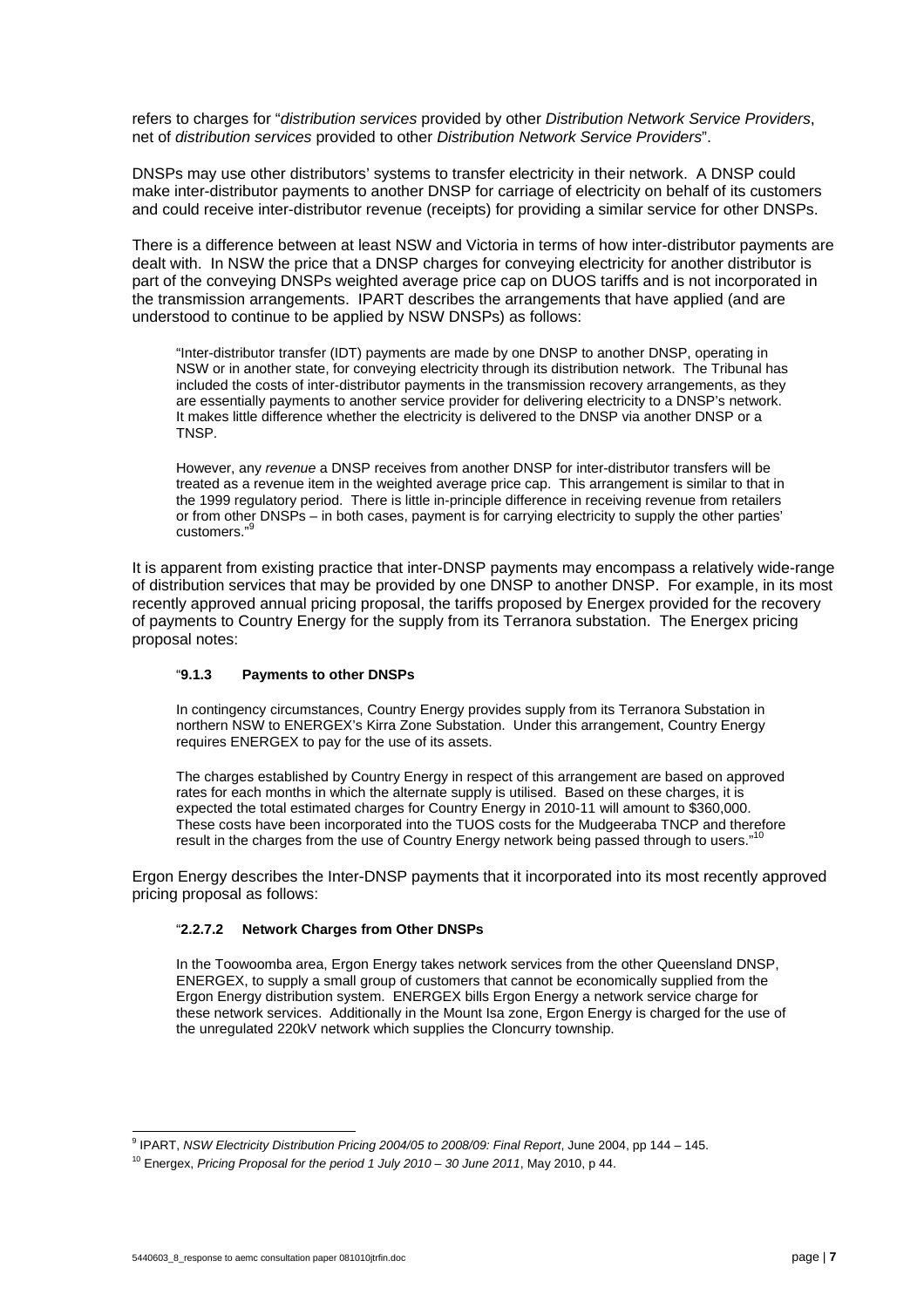refers to charges for "*distribution services* provided by other *Distribution Network Service Providers*, net of *distribution services* provided to other *Distribution Network Service Providers*".

DNSPs may use other distributors' systems to transfer electricity in their network. A DNSP could make inter-distributor payments to another DNSP for carriage of electricity on behalf of its customers and could receive inter-distributor revenue (receipts) for providing a similar service for other DNSPs.

There is a difference between at least NSW and Victoria in terms of how inter-distributor payments are dealt with. In NSW the price that a DNSP charges for conveying electricity for another distributor is part of the conveying DNSPs weighted average price cap on DUOS tariffs and is not incorporated in the transmission arrangements. IPART describes the arrangements that have applied (and are understood to continue to be applied by NSW DNSPs) as follows:

> "Inter-distributor transfer (IDT) payments are made by one DNSP to another DNSP, operating in NSW or in another state, for conveying electricity through its distribution network. The Tribunal has included the costs of inter-distributor payments in the transmission recovery arrangements, as they are essentially payments to another service provider for delivering electricity to a DNSP's network. It makes little difference whether the electricity is delivered to the DNSP via another DNSP or a TNSP.
>
> However, any *revenue* a DNSP receives from another DNSP for inter-distributor transfers will be treated as a revenue item in the weighted average price cap. This arrangement is similar to that in the 1999 regulatory period. There is little in-principle difference in receiving revenue from retailers or from other DNSPs – in both cases, payment is for carrying electricity to supply the other parties' customers."[9]

It is apparent from existing practice that inter-DNSP payments may encompass a relatively wide-range of distribution services that may be provided by one DNSP to another DNSP. For example, in its most recently approved annual pricing proposal, the tariffs proposed by Energex provided for the recovery of payments to Country Energy for the supply from its Terranora substation. The Energex pricing proposal notes:

> "**9.1.3 Payments to other DNSPs**
>
> In contingency circumstances, Country Energy provides supply from its Terranora Substation in northern NSW to ENERGEX's Kirra Zone Substation. Under this arrangement, Country Energy requires ENERGEX to pay for the use of its assets.
>
> The charges established by Country Energy in respect of this arrangement are based on approved rates for each months in which the alternate supply is utilised. Based on these charges, it is expected the total estimated charges for Country Energy in 2010-11 will amount to $360,000. These costs have been incorporated into the TUOS costs for the Mudgeeraba TNCP and therefore result in the charges from the use of Country Energy network being passed through to users."[10]

Ergon Energy describes the Inter-DNSP payments that it incorporated into its most recently approved pricing proposal as follows:

> "**2.2.7.2 Network Charges from Other DNSPs**
>
> In the Toowoomba area, Ergon Energy takes network services from the other Queensland DNSP, ENERGEX, to supply a small group of customers that cannot be economically supplied from the Ergon Energy distribution system. ENERGEX bills Ergon Energy a network service charge for these network services. Additionally in the Mount Isa zone, Ergon Energy is charged for the use of the unregulated 220kV network which supplies the Cloncurry township.

---

[9] IPART, *NSW Electricity Distribution Pricing 2004/05 to 2008/09: Final Report*, June 2004, pp 144 – 145.

[10] Energex, *Pricing Proposal for the period 1 July 2010 – 30 June 2011*, May 2010, p 44.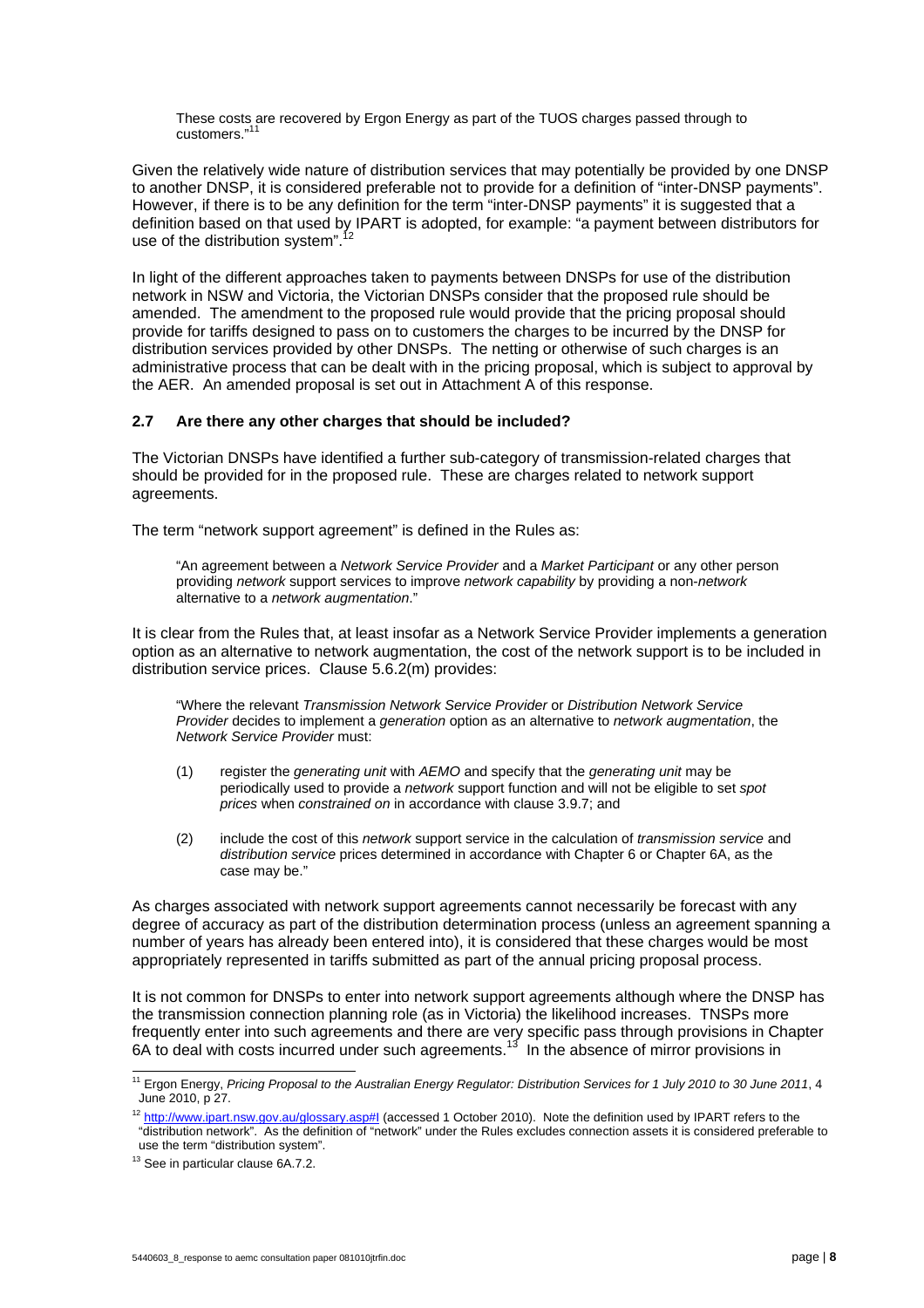> These costs are recovered by Ergon Energy as part of the TUOS charges passed through to customers."[11]

Given the relatively wide nature of distribution services that may potentially be provided by one DNSP to another DNSP, it is considered preferable not to provide for a definition of "inter-DNSP payments". However, if there is to be any definition for the term "inter-DNSP payments" it is suggested that a definition based on that used by IPART is adopted, for example: "a payment between distributors for use of the distribution system".[12]

In light of the different approaches taken to payments between DNSPs for use of the distribution network in NSW and Victoria, the Victorian DNSPs consider that the proposed rule should be amended. The amendment to the proposed rule would provide that the pricing proposal should provide for tariffs designed to pass on to customers the charges to be incurred by the DNSP for distribution services provided by other DNSPs. The netting or otherwise of such charges is an administrative process that can be dealt with in the pricing proposal, which is subject to approval by the AER. An amended proposal is set out in Attachment A of this response.

### 2.7 Are there any other charges that should be included?

The Victorian DNSPs have identified a further sub-category of transmission-related charges that should be provided for in the proposed rule. These are charges related to network support agreements.

The term "network support agreement" is defined in the Rules as:

> "An agreement between a *Network Service Provider* and a *Market Participant* or any other person providing *network* support services to improve *network capability* by providing a non-*network* alternative to a *network augmentation*."

It is clear from the Rules that, at least insofar as a Network Service Provider implements a generation option as an alternative to network augmentation, the cost of the network support is to be included in distribution service prices. Clause 5.6.2(m) provides:

> "Where the relevant *Transmission Network Service Provider* or *Distribution Network Service Provider* decides to implement a *generation* option as an alternative to *network augmentation*, the *Network Service Provider* must:
>
> (1) register the *generating unit* with *AEMO* and specify that the *generating unit* may be periodically used to provide a *network* support function and will not be eligible to set *spot prices* when *constrained on* in accordance with clause 3.9.7; and
>
> (2) include the cost of this *network* support service in the calculation of *transmission service* and *distribution service* prices determined in accordance with Chapter 6 or Chapter 6A, as the case may be."

As charges associated with network support agreements cannot necessarily be forecast with any degree of accuracy as part of the distribution determination process (unless an agreement spanning a number of years has already been entered into), it is considered that these charges would be most appropriately represented in tariffs submitted as part of the annual pricing proposal process.

It is not common for DNSPs to enter into network support agreements although where the DNSP has the transmission connection planning role (as in Victoria) the likelihood increases. TNSPs more frequently enter into such agreements and there are very specific pass through provisions in Chapter 6A to deal with costs incurred under such agreements.[13] In the absence of mirror provisions in

---

[11] Ergon Energy, *Pricing Proposal to the Australian Energy Regulator: Distribution Services for 1 July 2010 to 30 June 2011*, 4 June 2010, p 27.

[12] http://www.ipart.nsw.gov.au/glossary.asp#I (accessed 1 October 2010). Note the definition used by IPART refers to the "distribution network". As the definition of "network" under the Rules excludes connection assets it is considered preferable to use the term "distribution system".

[13] See in particular clause 6A.7.2.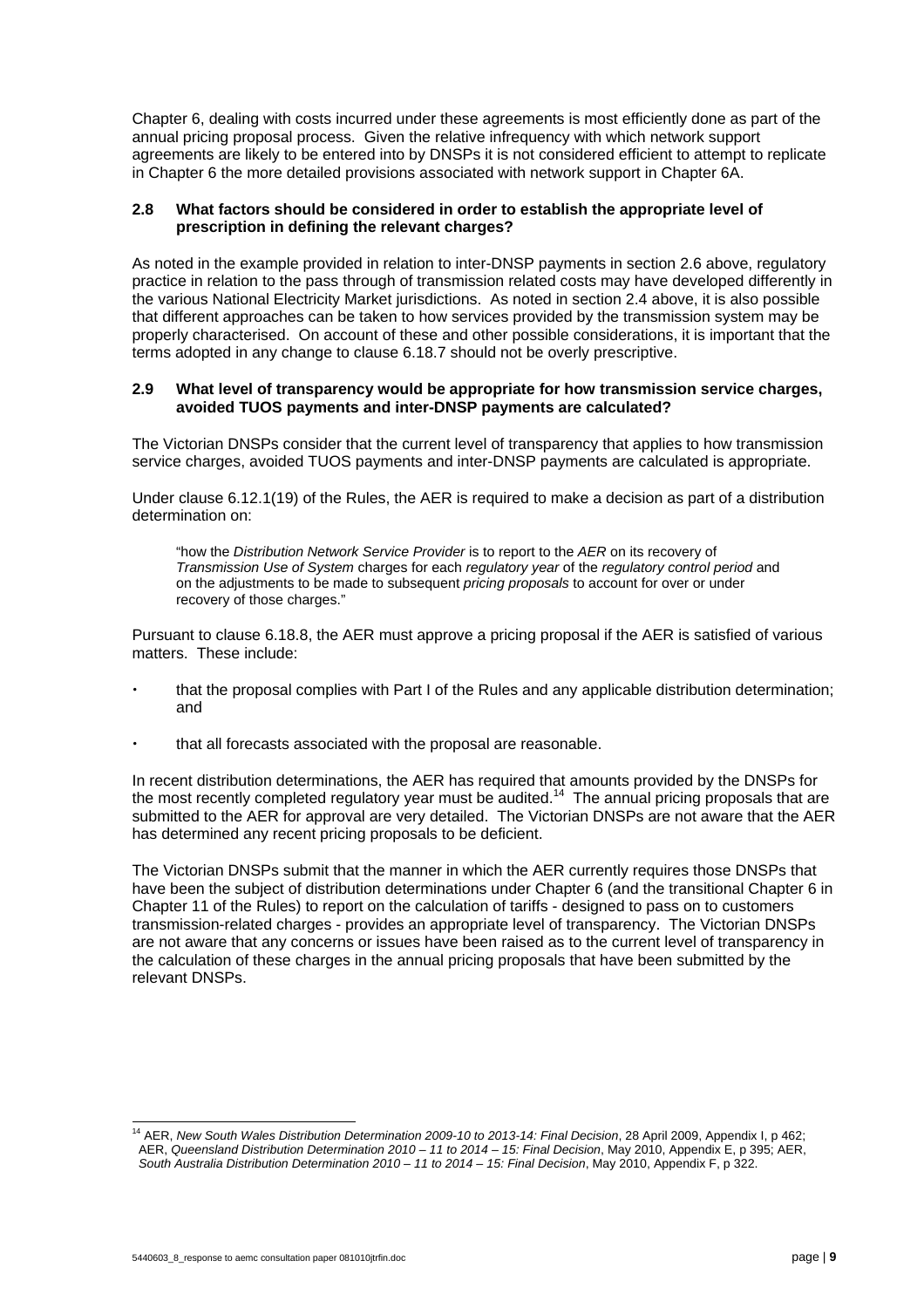Chapter 6, dealing with costs incurred under these agreements is most efficiently done as part of the annual pricing proposal process. Given the relative infrequency with which network support agreements are likely to be entered into by DNSPs it is not considered efficient to attempt to replicate in Chapter 6 the more detailed provisions associated with network support in Chapter 6A.

### 2.8 What factors should be considered in order to establish the appropriate level of prescription in defining the relevant charges?

As noted in the example provided in relation to inter-DNSP payments in section 2.6 above, regulatory practice in relation to the pass through of transmission related costs may have developed differently in the various National Electricity Market jurisdictions. As noted in section 2.4 above, it is also possible that different approaches can be taken to how services provided by the transmission system may be properly characterised. On account of these and other possible considerations, it is important that the terms adopted in any change to clause 6.18.7 should not be overly prescriptive.

### 2.9 What level of transparency would be appropriate for how transmission service charges, avoided TUOS payments and inter-DNSP payments are calculated?

The Victorian DNSPs consider that the current level of transparency that applies to how transmission service charges, avoided TUOS payments and inter-DNSP payments are calculated is appropriate.

Under clause 6.12.1(19) of the Rules, the AER is required to make a decision as part of a distribution determination on:

> "how the *Distribution Network Service Provider* is to report to the *AER* on its recovery of *Transmission Use of System* charges for each *regulatory year* of the *regulatory control period* and on the adjustments to be made to subsequent *pricing proposals* to account for over or under recovery of those charges."

Pursuant to clause 6.18.8, the AER must approve a pricing proposal if the AER is satisfied of various matters. These include:

- that the proposal complies with Part I of the Rules and any applicable distribution determination; and
- that all forecasts associated with the proposal are reasonable.

In recent distribution determinations, the AER has required that amounts provided by the DNSPs for the most recently completed regulatory year must be audited.[14] The annual pricing proposals that are submitted to the AER for approval are very detailed. The Victorian DNSPs are not aware that the AER has determined any recent pricing proposals to be deficient.

The Victorian DNSPs submit that the manner in which the AER currently requires those DNSPs that have been the subject of distribution determinations under Chapter 6 (and the transitional Chapter 6 in Chapter 11 of the Rules) to report on the calculation of tariffs - designed to pass on to customers transmission-related charges - provides an appropriate level of transparency. The Victorian DNSPs are not aware that any concerns or issues have been raised as to the current level of transparency in the calculation of these charges in the annual pricing proposals that have been submitted by the relevant DNSPs.

---

[14] AER, *New South Wales Distribution Determination 2009-10 to 2013-14: Final Decision*, 28 April 2009, Appendix I, p 462; AER, *Queensland Distribution Determination 2010 – 11 to 2014 – 15: Final Decision*, May 2010, Appendix E, p 395; AER, *South Australia Distribution Determination 2010 – 11 to 2014 – 15: Final Decision*, May 2010, Appendix F, p 322.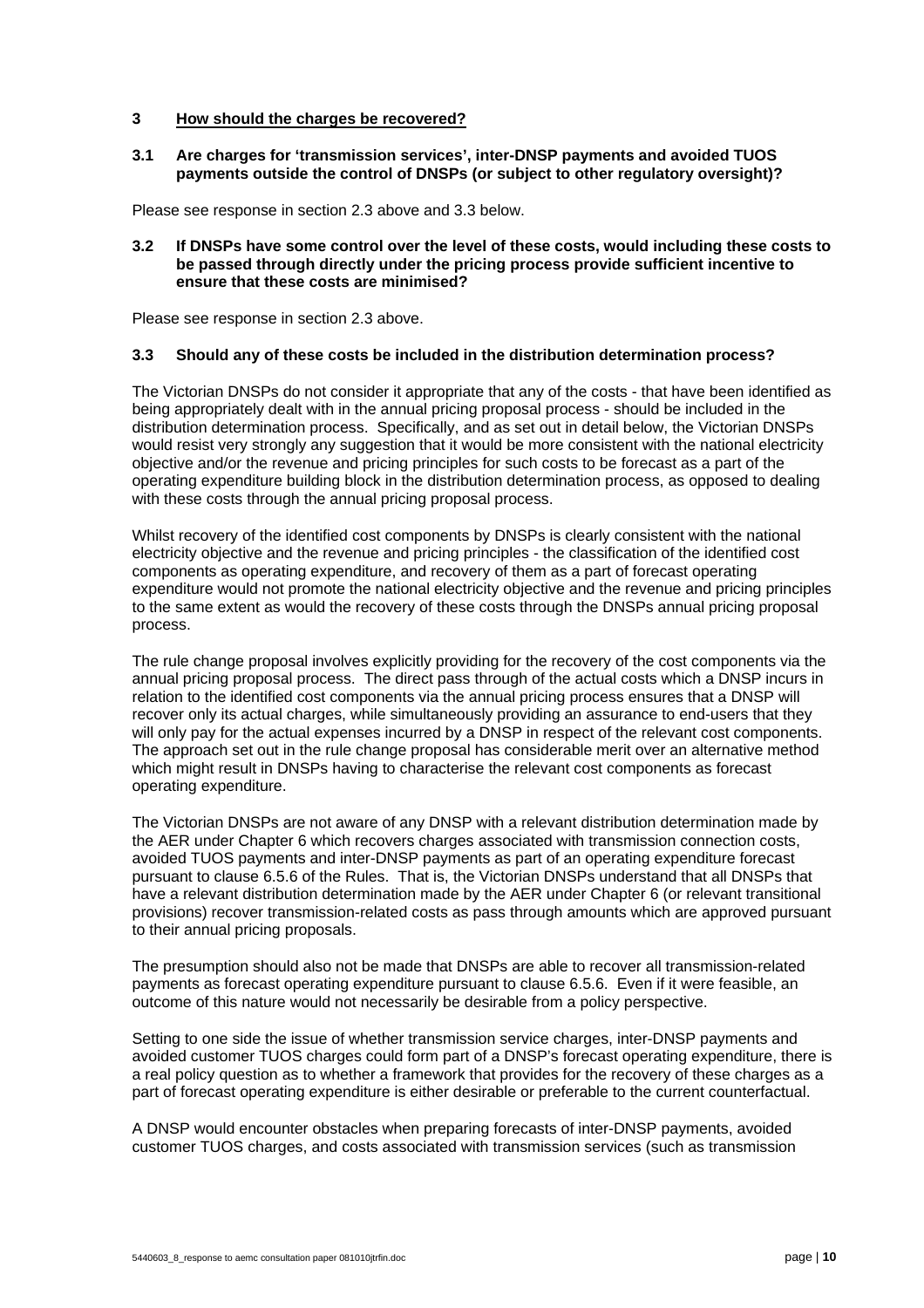## 3 How should the charges be recovered?

### 3.1 Are charges for 'transmission services', inter-DNSP payments and avoided TUOS payments outside the control of DNSPs (or subject to other regulatory oversight)?

Please see response in section 2.3 above and 3.3 below.

### 3.2 If DNSPs have some control over the level of these costs, would including these costs to be passed through directly under the pricing process provide sufficient incentive to ensure that these costs are minimised?

Please see response in section 2.3 above.

### 3.3 Should any of these costs be included in the distribution determination process?

The Victorian DNSPs do not consider it appropriate that any of the costs - that have been identified as being appropriately dealt with in the annual pricing proposal process - should be included in the distribution determination process. Specifically, and as set out in detail below, the Victorian DNSPs would resist very strongly any suggestion that it would be more consistent with the national electricity objective and/or the revenue and pricing principles for such costs to be forecast as a part of the operating expenditure building block in the distribution determination process, as opposed to dealing with these costs through the annual pricing proposal process.

Whilst recovery of the identified cost components by DNSPs is clearly consistent with the national electricity objective and the revenue and pricing principles - the classification of the identified cost components as operating expenditure, and recovery of them as a part of forecast operating expenditure would not promote the national electricity objective and the revenue and pricing principles to the same extent as would the recovery of these costs through the DNSPs annual pricing proposal process.

The rule change proposal involves explicitly providing for the recovery of the cost components via the annual pricing proposal process. The direct pass through of the actual costs which a DNSP incurs in relation to the identified cost components via the annual pricing process ensures that a DNSP will recover only its actual charges, while simultaneously providing an assurance to end-users that they will only pay for the actual expenses incurred by a DNSP in respect of the relevant cost components. The approach set out in the rule change proposal has considerable merit over an alternative method which might result in DNSPs having to characterise the relevant cost components as forecast operating expenditure.

The Victorian DNSPs are not aware of any DNSP with a relevant distribution determination made by the AER under Chapter 6 which recovers charges associated with transmission connection costs, avoided TUOS payments and inter-DNSP payments as part of an operating expenditure forecast pursuant to clause 6.5.6 of the Rules. That is, the Victorian DNSPs understand that all DNSPs that have a relevant distribution determination made by the AER under Chapter 6 (or relevant transitional provisions) recover transmission-related costs as pass through amounts which are approved pursuant to their annual pricing proposals.

The presumption should also not be made that DNSPs are able to recover all transmission-related payments as forecast operating expenditure pursuant to clause 6.5.6. Even if it were feasible, an outcome of this nature would not necessarily be desirable from a policy perspective.

Setting to one side the issue of whether transmission service charges, inter-DNSP payments and avoided customer TUOS charges could form part of a DNSP's forecast operating expenditure, there is a real policy question as to whether a framework that provides for the recovery of these charges as a part of forecast operating expenditure is either desirable or preferable to the current counterfactual.

A DNSP would encounter obstacles when preparing forecasts of inter-DNSP payments, avoided customer TUOS charges, and costs associated with transmission services (such as transmission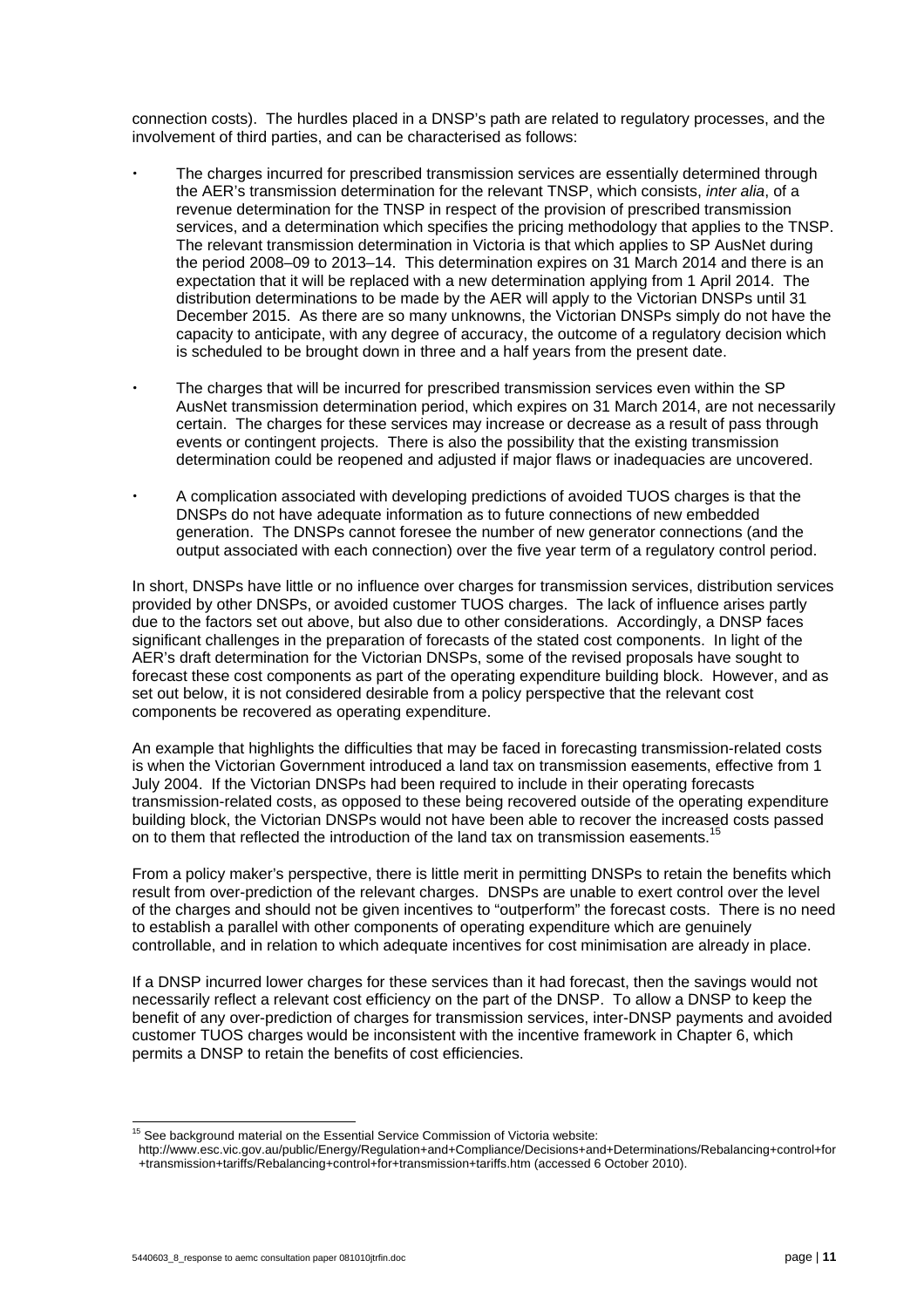connection costs). The hurdles placed in a DNSP's path are related to regulatory processes, and the involvement of third parties, and can be characterised as follows:

- The charges incurred for prescribed transmission services are essentially determined through the AER's transmission determination for the relevant TNSP, which consists, *inter alia*, of a revenue determination for the TNSP in respect of the provision of prescribed transmission services, and a determination which specifies the pricing methodology that applies to the TNSP. The relevant transmission determination in Victoria is that which applies to SP AusNet during the period 2008–09 to 2013–14. This determination expires on 31 March 2014 and there is an expectation that it will be replaced with a new determination applying from 1 April 2014. The distribution determinations to be made by the AER will apply to the Victorian DNSPs until 31 December 2015. As there are so many unknowns, the Victorian DNSPs simply do not have the capacity to anticipate, with any degree of accuracy, the outcome of a regulatory decision which is scheduled to be brought down in three and a half years from the present date.

- The charges that will be incurred for prescribed transmission services even within the SP AusNet transmission determination period, which expires on 31 March 2014, are not necessarily certain. The charges for these services may increase or decrease as a result of pass through events or contingent projects. There is also the possibility that the existing transmission determination could be reopened and adjusted if major flaws or inadequacies are uncovered.

- A complication associated with developing predictions of avoided TUOS charges is that the DNSPs do not have adequate information as to future connections of new embedded generation. The DNSPs cannot foresee the number of new generator connections (and the output associated with each connection) over the five year term of a regulatory control period.

In short, DNSPs have little or no influence over charges for transmission services, distribution services provided by other DNSPs, or avoided customer TUOS charges. The lack of influence arises partly due to the factors set out above, but also due to other considerations. Accordingly, a DNSP faces significant challenges in the preparation of forecasts of the stated cost components. In light of the AER's draft determination for the Victorian DNSPs, some of the revised proposals have sought to forecast these cost components as part of the operating expenditure building block. However, and as set out below, it is not considered desirable from a policy perspective that the relevant cost components be recovered as operating expenditure.

An example that highlights the difficulties that may be faced in forecasting transmission-related costs is when the Victorian Government introduced a land tax on transmission easements, effective from 1 July 2004. If the Victorian DNSPs had been required to include in their operating forecasts transmission-related costs, as opposed to these being recovered outside of the operating expenditure building block, the Victorian DNSPs would not have been able to recover the increased costs passed on to them that reflected the introduction of the land tax on transmission easements.[15]

From a policy maker's perspective, there is little merit in permitting DNSPs to retain the benefits which result from over-prediction of the relevant charges. DNSPs are unable to exert control over the level of the charges and should not be given incentives to "outperform" the forecast costs. There is no need to establish a parallel with other components of operating expenditure which are genuinely controllable, and in relation to which adequate incentives for cost minimisation are already in place.

If a DNSP incurred lower charges for these services than it had forecast, then the savings would not necessarily reflect a relevant cost efficiency on the part of the DNSP. To allow a DNSP to keep the benefit of any over-prediction of charges for transmission services, inter-DNSP payments and avoided customer TUOS charges would be inconsistent with the incentive framework in Chapter 6, which permits a DNSP to retain the benefits of cost efficiencies.

[15] See background material on the Essential Service Commission of Victoria website: http://www.esc.vic.gov.au/public/Energy/Regulation+and+Compliance/Decisions+and+Determinations/Rebalancing+control+for+transmission+tariffs/Rebalancing+control+for+transmission+tariffs.htm (accessed 6 October 2010).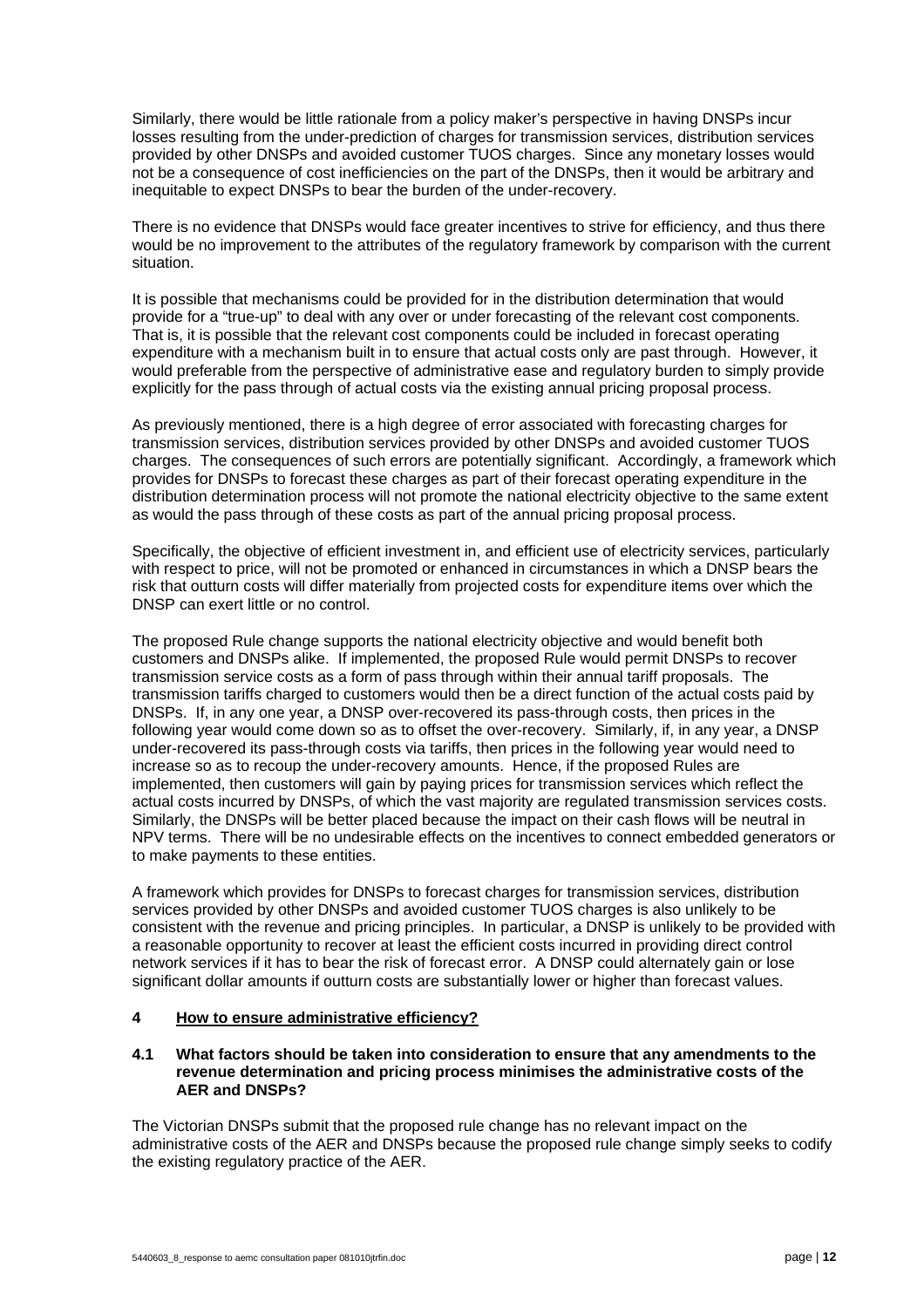Similarly, there would be little rationale from a policy maker's perspective in having DNSPs incur losses resulting from the under-prediction of charges for transmission services, distribution services provided by other DNSPs and avoided customer TUOS charges. Since any monetary losses would not be a consequence of cost inefficiencies on the part of the DNSPs, then it would be arbitrary and inequitable to expect DNSPs to bear the burden of the under-recovery.

There is no evidence that DNSPs would face greater incentives to strive for efficiency, and thus there would be no improvement to the attributes of the regulatory framework by comparison with the current situation.

It is possible that mechanisms could be provided for in the distribution determination that would provide for a "true-up" to deal with any over or under forecasting of the relevant cost components. That is, it is possible that the relevant cost components could be included in forecast operating expenditure with a mechanism built in to ensure that actual costs only are past through. However, it would preferable from the perspective of administrative ease and regulatory burden to simply provide explicitly for the pass through of actual costs via the existing annual pricing proposal process.

As previously mentioned, there is a high degree of error associated with forecasting charges for transmission services, distribution services provided by other DNSPs and avoided customer TUOS charges. The consequences of such errors are potentially significant. Accordingly, a framework which provides for DNSPs to forecast these charges as part of their forecast operating expenditure in the distribution determination process will not promote the national electricity objective to the same extent as would the pass through of these costs as part of the annual pricing proposal process.

Specifically, the objective of efficient investment in, and efficient use of electricity services, particularly with respect to price, will not be promoted or enhanced in circumstances in which a DNSP bears the risk that outturn costs will differ materially from projected costs for expenditure items over which the DNSP can exert little or no control.

The proposed Rule change supports the national electricity objective and would benefit both customers and DNSPs alike. If implemented, the proposed Rule would permit DNSPs to recover transmission service costs as a form of pass through within their annual tariff proposals. The transmission tariffs charged to customers would then be a direct function of the actual costs paid by DNSPs. If, in any one year, a DNSP over-recovered its pass-through costs, then prices in the following year would come down so as to offset the over-recovery. Similarly, if, in any year, a DNSP under-recovered its pass-through costs via tariffs, then prices in the following year would need to increase so as to recoup the under-recovery amounts. Hence, if the proposed Rules are implemented, then customers will gain by paying prices for transmission services which reflect the actual costs incurred by DNSPs, of which the vast majority are regulated transmission services costs. Similarly, the DNSPs will be better placed because the impact on their cash flows will be neutral in NPV terms. There will be no undesirable effects on the incentives to connect embedded generators or to make payments to these entities.

A framework which provides for DNSPs to forecast charges for transmission services, distribution services provided by other DNSPs and avoided customer TUOS charges is also unlikely to be consistent with the revenue and pricing principles. In particular, a DNSP is unlikely to be provided with a reasonable opportunity to recover at least the efficient costs incurred in providing direct control network services if it has to bear the risk of forecast error. A DNSP could alternately gain or lose significant dollar amounts if outturn costs are substantially lower or higher than forecast values.

## 4 How to ensure administrative efficiency?

### 4.1 What factors should be taken into consideration to ensure that any amendments to the revenue determination and pricing process minimises the administrative costs of the AER and DNSPs?

The Victorian DNSPs submit that the proposed rule change has no relevant impact on the administrative costs of the AER and DNSPs because the proposed rule change simply seeks to codify the existing regulatory practice of the AER.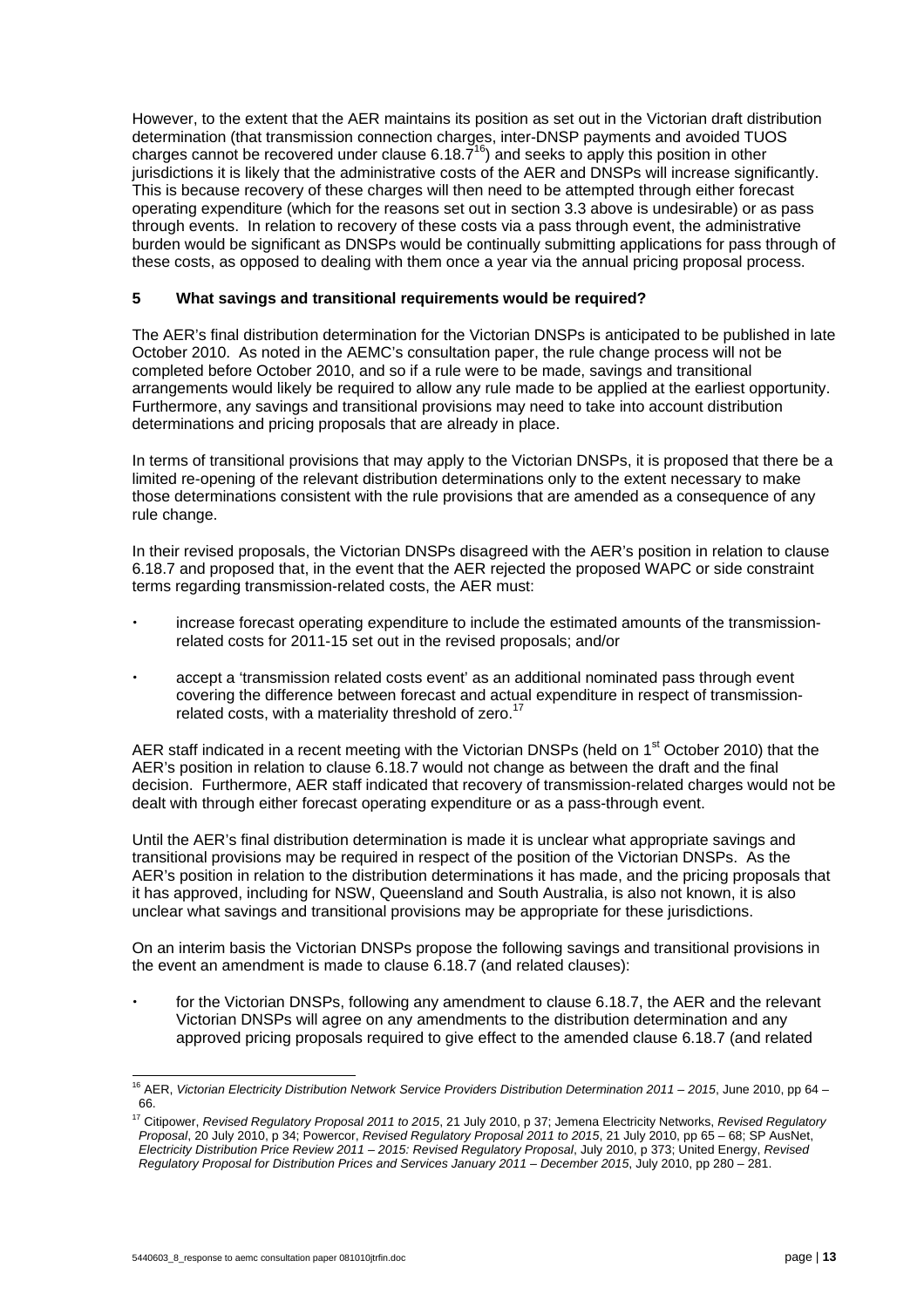However, to the extent that the AER maintains its position as set out in the Victorian draft distribution determination (that transmission connection charges, inter-DNSP payments and avoided TUOS charges cannot be recovered under clause 6.18.7[16]) and seeks to apply this position in other jurisdictions it is likely that the administrative costs of the AER and DNSPs will increase significantly. This is because recovery of these charges will then need to be attempted through either forecast operating expenditure (which for the reasons set out in section 3.3 above is undesirable) or as pass through events. In relation to recovery of these costs via a pass through event, the administrative burden would be significant as DNSPs would be continually submitting applications for pass through of these costs, as opposed to dealing with them once a year via the annual pricing proposal process.

## 5 What savings and transitional requirements would be required?

The AER's final distribution determination for the Victorian DNSPs is anticipated to be published in late October 2010. As noted in the AEMC's consultation paper, the rule change process will not be completed before October 2010, and so if a rule were to be made, savings and transitional arrangements would likely be required to allow any rule made to be applied at the earliest opportunity. Furthermore, any savings and transitional provisions may need to take into account distribution determinations and pricing proposals that are already in place.

In terms of transitional provisions that may apply to the Victorian DNSPs, it is proposed that there be a limited re-opening of the relevant distribution determinations only to the extent necessary to make those determinations consistent with the rule provisions that are amended as a consequence of any rule change.

In their revised proposals, the Victorian DNSPs disagreed with the AER's position in relation to clause 6.18.7 and proposed that, in the event that the AER rejected the proposed WAPC or side constraint terms regarding transmission-related costs, the AER must:

- increase forecast operating expenditure to include the estimated amounts of the transmission-related costs for 2011-15 set out in the revised proposals; and/or
- accept a 'transmission related costs event' as an additional nominated pass through event covering the difference between forecast and actual expenditure in respect of transmission-related costs, with a materiality threshold of zero.[17]

AER staff indicated in a recent meeting with the Victorian DNSPs (held on 1st October 2010) that the AER's position in relation to clause 6.18.7 would not change as between the draft and the final decision. Furthermore, AER staff indicated that recovery of transmission-related charges would not be dealt with through either forecast operating expenditure or as a pass-through event.

Until the AER's final distribution determination is made it is unclear what appropriate savings and transitional provisions may be required in respect of the position of the Victorian DNSPs. As the AER's position in relation to the distribution determinations it has made, and the pricing proposals that it has approved, including for NSW, Queensland and South Australia, is also not known, it is also unclear what savings and transitional provisions may be appropriate for these jurisdictions.

On an interim basis the Victorian DNSPs propose the following savings and transitional provisions in the event an amendment is made to clause 6.18.7 (and related clauses):

- for the Victorian DNSPs, following any amendment to clause 6.18.7, the AER and the relevant Victorian DNSPs will agree on any amendments to the distribution determination and any approved pricing proposals required to give effect to the amended clause 6.18.7 (and related

---

[16] AER, *Victorian Electricity Distribution Network Service Providers Distribution Determination 2011 – 2015*, June 2010, pp 64 – 66.

[17] Citipower, *Revised Regulatory Proposal 2011 to 2015*, 21 July 2010, p 37; Jemena Electricity Networks, *Revised Regulatory Proposal*, 20 July 2010, p 34; Powercor, *Revised Regulatory Proposal 2011 to 2015*, 21 July 2010, pp 65 – 68; SP AusNet, *Electricity Distribution Price Review 2011 – 2015: Revised Regulatory Proposal*, July 2010, p 373; United Energy, *Revised Regulatory Proposal for Distribution Prices and Services January 2011 – December 2015*, July 2010, pp 280 – 281.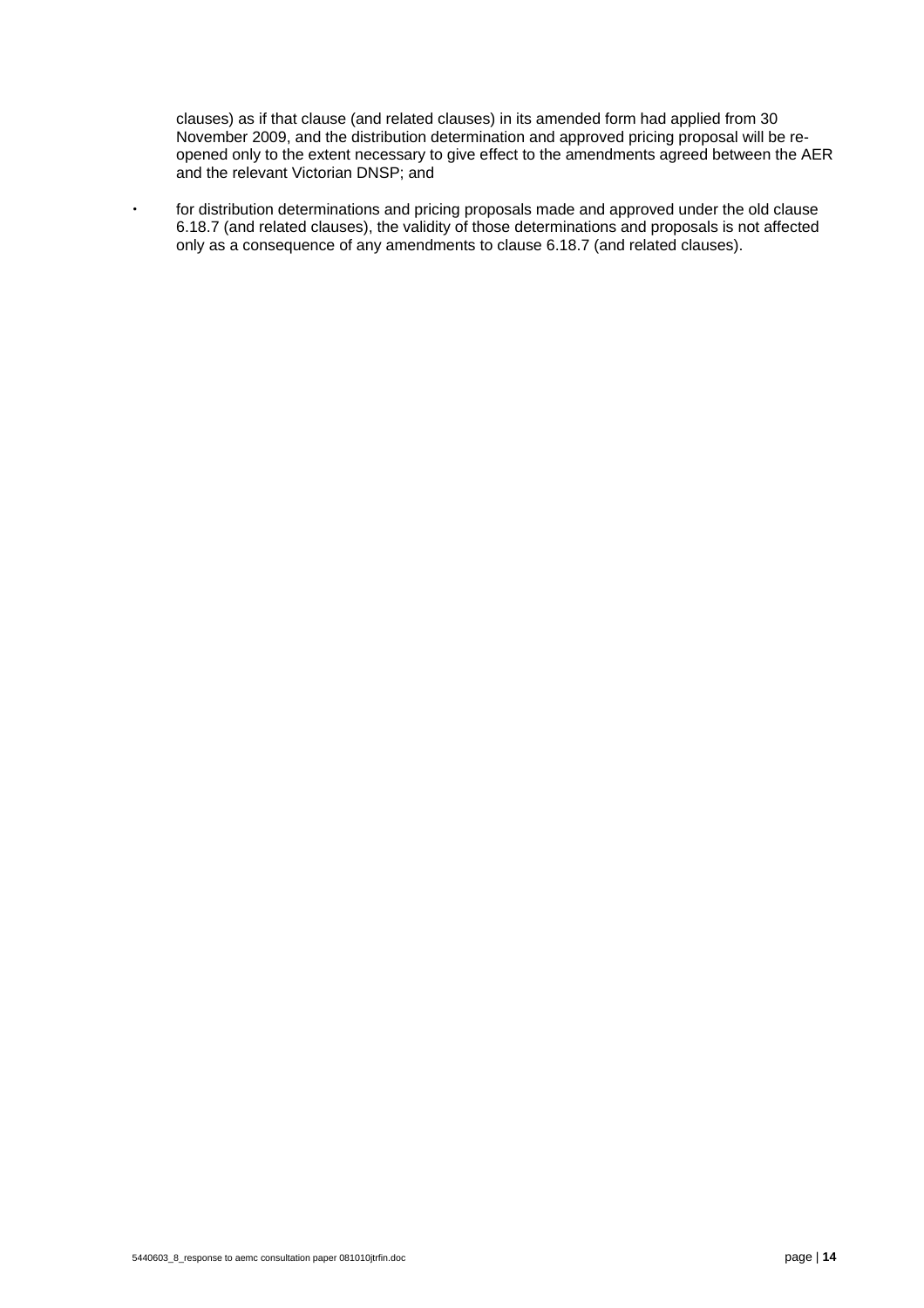clauses) as if that clause (and related clauses) in its amended form had applied from 30 November 2009, and the distribution determination and approved pricing proposal will be re-opened only to the extent necessary to give effect to the amendments agreed between the AER and the relevant Victorian DNSP; and

- for distribution determinations and pricing proposals made and approved under the old clause 6.18.7 (and related clauses), the validity of those determinations and proposals is not affected only as a consequence of any amendments to clause 6.18.7 (and related clauses).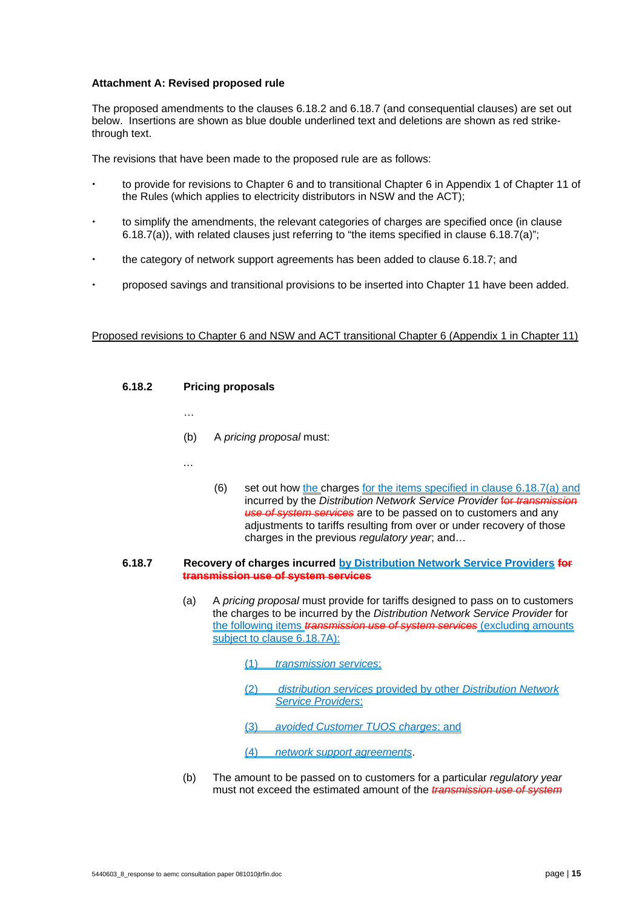**Attachment A: Revised proposed rule**

The proposed amendments to the clauses 6.18.2 and 6.18.7 (and consequential clauses) are set out below. Insertions are shown as blue double underlined text and deletions are shown as red strike-through text.

The revisions that have been made to the proposed rule are as follows:

- to provide for revisions to Chapter 6 and to transitional Chapter 6 in Appendix 1 of Chapter 11 of the Rules (which applies to electricity distributors in NSW and the ACT);
- to simplify the amendments, the relevant categories of charges are specified once (in clause 6.18.7(a)), with related clauses just referring to "the items specified in clause 6.18.7(a)";
- the category of network support agreements has been added to clause 6.18.7; and
- proposed savings and transitional provisions to be inserted into Chapter 11 have been added.

<u>Proposed revisions to Chapter 6 and NSW and ACT transitional Chapter 6 (Appendix 1 in Chapter 11)</u>

**6.18.2 Pricing proposals**

…

(b) A *pricing proposal* must:

…

(6) set out how <u>the</u> charges <u>for the items specified in clause 6.18.7(a) and</u> incurred by the *Distribution Network Service Provider* ~~for *transmission use of system services*~~ are to be passed on to customers and any adjustments to tariffs resulting from over or under recovery of those charges in the previous *regulatory year*; and…

**6.18.7 Recovery of charges incurred <u>by Distribution Network Service Providers</u> ~~for transmission use of system services~~**

(a) A *pricing proposal* must provide for tariffs designed to pass on to customers the charges to be incurred by the *Distribution Network Service Provider* for <u>the following items</u> ~~*transmission use of system services*~~ <u>(excluding amounts subject to clause 6.18.7A):</u>

<u>(1) *transmission services*;</u>

<u>(2) *distribution services* provided by other *Distribution Network Service Providers*;</u>

<u>(3) *avoided Customer TUOS charges*; and</u>

<u>(4) *network support agreements*.</u>

(b) The amount to be passed on to customers for a particular *regulatory year* must not exceed the estimated amount of the ~~*transmission use of system*~~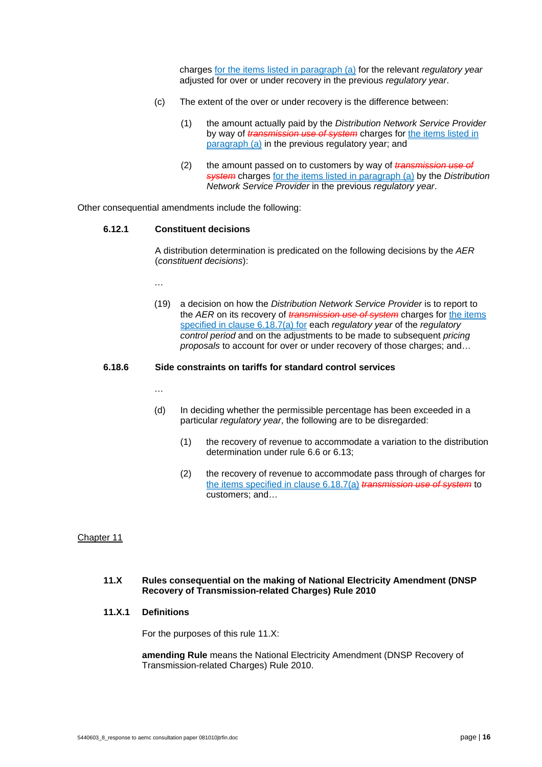charges <u>for the items listed in paragraph (a)</u> for the relevant *regulatory year* adjusted for over or under recovery in the previous *regulatory year*.

(c) The extent of the over or under recovery is the difference between:

(1) the amount actually paid by the *Distribution Network Service Provider* by way of ~~*transmission use of system*~~ charges for <u>the items listed in paragraph (a)</u> in the previous regulatory year; and

(2) the amount passed on to customers by way of ~~*transmission use of system*~~ charges <u>for the items listed in paragraph (a)</u> by the *Distribution Network Service Provider* in the previous *regulatory year*.

Other consequential amendments include the following:

**6.12.1 Constituent decisions**

A distribution determination is predicated on the following decisions by the *AER* (*constituent decisions*):

…

(19) a decision on how the *Distribution Network Service Provider* is to report to the *AER* on its recovery of ~~*transmission use of system*~~ charges for <u>the items specified in clause 6.18.7(a) for</u> each *regulatory year* of the *regulatory control period* and on the adjustments to be made to subsequent *pricing proposals* to account for over or under recovery of those charges; and…

**6.18.6 Side constraints on tariffs for standard control services**

…

(d) In deciding whether the permissible percentage has been exceeded in a particular *regulatory year*, the following are to be disregarded:

(1) the recovery of revenue to accommodate a variation to the distribution determination under rule 6.6 or 6.13;

(2) the recovery of revenue to accommodate pass through of charges for <u>the items specified in clause 6.18.7(a)</u> ~~*transmission use of system*~~ to customers; and…

<u>Chapter 11</u>

**11.X Rules consequential on the making of National Electricity Amendment (DNSP Recovery of Transmission-related Charges) Rule 2010**

**11.X.1 Definitions**

For the purposes of this rule 11.X:

**amending Rule** means the National Electricity Amendment (DNSP Recovery of Transmission-related Charges) Rule 2010.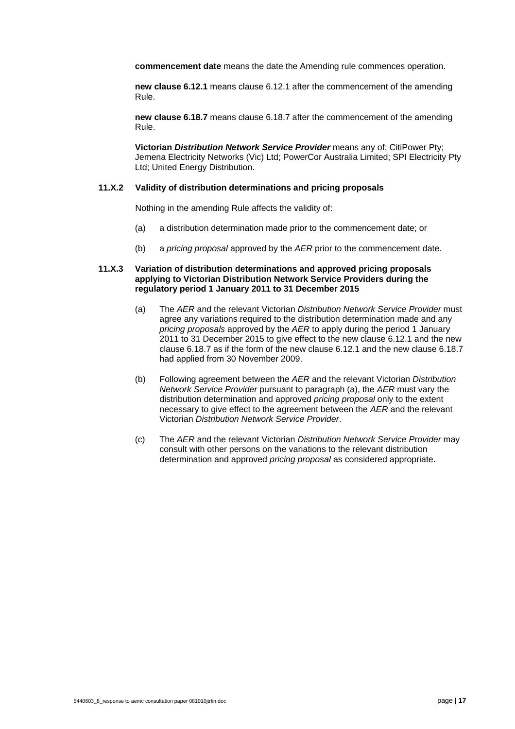**commencement date** means the date the Amending rule commences operation.

**new clause 6.12.1** means clause 6.12.1 after the commencement of the amending Rule.

**new clause 6.18.7** means clause 6.18.7 after the commencement of the amending Rule.

**Victorian *Distribution Network Service Provider*** means any of: CitiPower Pty; Jemena Electricity Networks (Vic) Ltd; PowerCor Australia Limited; SPI Electricity Pty Ltd; United Energy Distribution.

### 11.X.2 Validity of distribution determinations and pricing proposals

Nothing in the amending Rule affects the validity of:

(a) a distribution determination made prior to the commencement date; or

(b) a *pricing proposal* approved by the *AER* prior to the commencement date.

### 11.X.3 Variation of distribution determinations and approved pricing proposals applying to Victorian Distribution Network Service Providers during the regulatory period 1 January 2011 to 31 December 2015

(a) The *AER* and the relevant Victorian *Distribution Network Service Provider* must agree any variations required to the distribution determination made and any *pricing proposals* approved by the *AER* to apply during the period 1 January 2011 to 31 December 2015 to give effect to the new clause 6.12.1 and the new clause 6.18.7 as if the form of the new clause 6.12.1 and the new clause 6.18.7 had applied from 30 November 2009.

(b) Following agreement between the *AER* and the relevant Victorian *Distribution Network Service Provider* pursuant to paragraph (a), the *AER* must vary the distribution determination and approved *pricing proposal* only to the extent necessary to give effect to the agreement between the *AER* and the relevant Victorian *Distribution Network Service Provider*.

(c) The *AER* and the relevant Victorian *Distribution Network Service Provider* may consult with other persons on the variations to the relevant distribution determination and approved *pricing proposal* as considered appropriate.